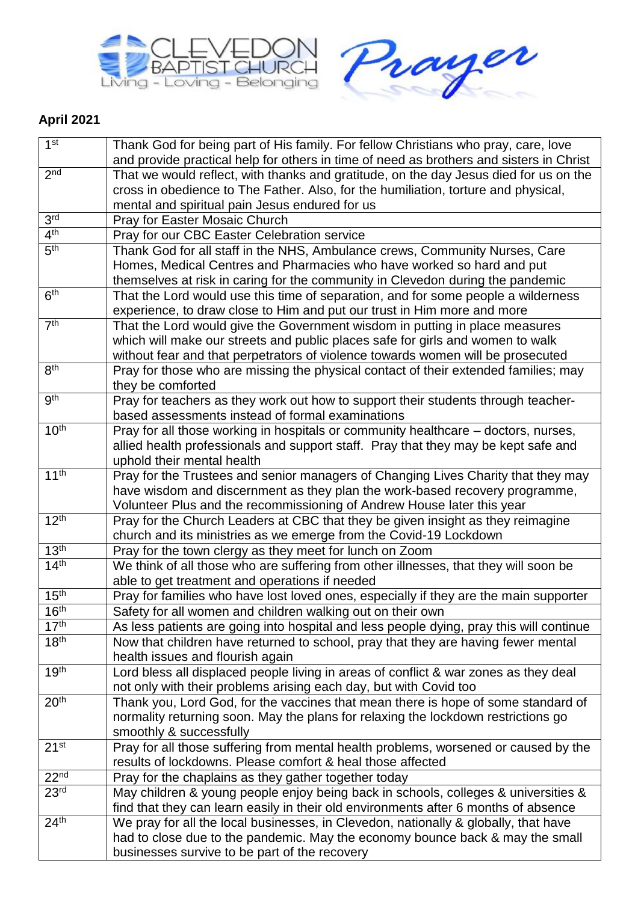CLEVEDON BAPTIST CHURCH
Living - Loving - Belonging

Prayer

**April 2021**

| | |
|---|---|
| 1st | Thank God for being part of His family. For fellow Christians who pray, care, love and provide practical help for others in time of need as brothers and sisters in Christ |
| 2nd | That we would reflect, with thanks and gratitude, on the day Jesus died for us on the cross in obedience to The Father. Also, for the humiliation, torture and physical, mental and spiritual pain Jesus endured for us |
| 3rd | Pray for Easter Mosaic Church |
| 4th | Pray for our CBC Easter Celebration service |
| 5th | Thank God for all staff in the NHS, Ambulance crews, Community Nurses, Care Homes, Medical Centres and Pharmacies who have worked so hard and put themselves at risk in caring for the community in Clevedon during the pandemic |
| 6th | That the Lord would use this time of separation, and for some people a wilderness experience, to draw close to Him and put our trust in Him more and more |
| 7th | That the Lord would give the Government wisdom in putting in place measures which will make our streets and public places safe for girls and women to walk without fear and that perpetrators of violence towards women will be prosecuted |
| 8th | Pray for those who are missing the physical contact of their extended families; may they be comforted |
| 9th | Pray for teachers as they work out how to support their students through teacher-based assessments instead of formal examinations |
| 10th | Pray for all those working in hospitals or community healthcare – doctors, nurses, allied health professionals and support staff. Pray that they may be kept safe and uphold their mental health |
| 11th | Pray for the Trustees and senior managers of Changing Lives Charity that they may have wisdom and discernment as they plan the work-based recovery programme, Volunteer Plus and the recommissioning of Andrew House later this year |
| 12th | Pray for the Church Leaders at CBC that they be given insight as they reimagine church and its ministries as we emerge from the Covid-19 Lockdown |
| 13th | Pray for the town clergy as they meet for lunch on Zoom |
| 14th | We think of all those who are suffering from other illnesses, that they will soon be able to get treatment and operations if needed |
| 15th | Pray for families who have lost loved ones, especially if they are the main supporter |
| 16th | Safety for all women and children walking out on their own |
| 17th | As less patients are going into hospital and less people dying, pray this will continue |
| 18th | Now that children have returned to school, pray that they are having fewer mental health issues and flourish again |
| 19th | Lord bless all displaced people living in areas of conflict & war zones as they deal not only with their problems arising each day, but with Covid too |
| 20th | Thank you, Lord God, for the vaccines that mean there is hope of some standard of normality returning soon. May the plans for relaxing the lockdown restrictions go smoothly & successfully |
| 21st | Pray for all those suffering from mental health problems, worsened or caused by the results of lockdowns. Please comfort & heal those affected |
| 22nd | Pray for the chaplains as they gather together today |
| 23rd | May children & young people enjoy being back in schools, colleges & universities & find that they can learn easily in their old environments after 6 months of absence |
| 24th | We pray for all the local businesses, in Clevedon, nationally & globally, that have had to close due to the pandemic. May the economy bounce back & may the small businesses survive to be part of the recovery |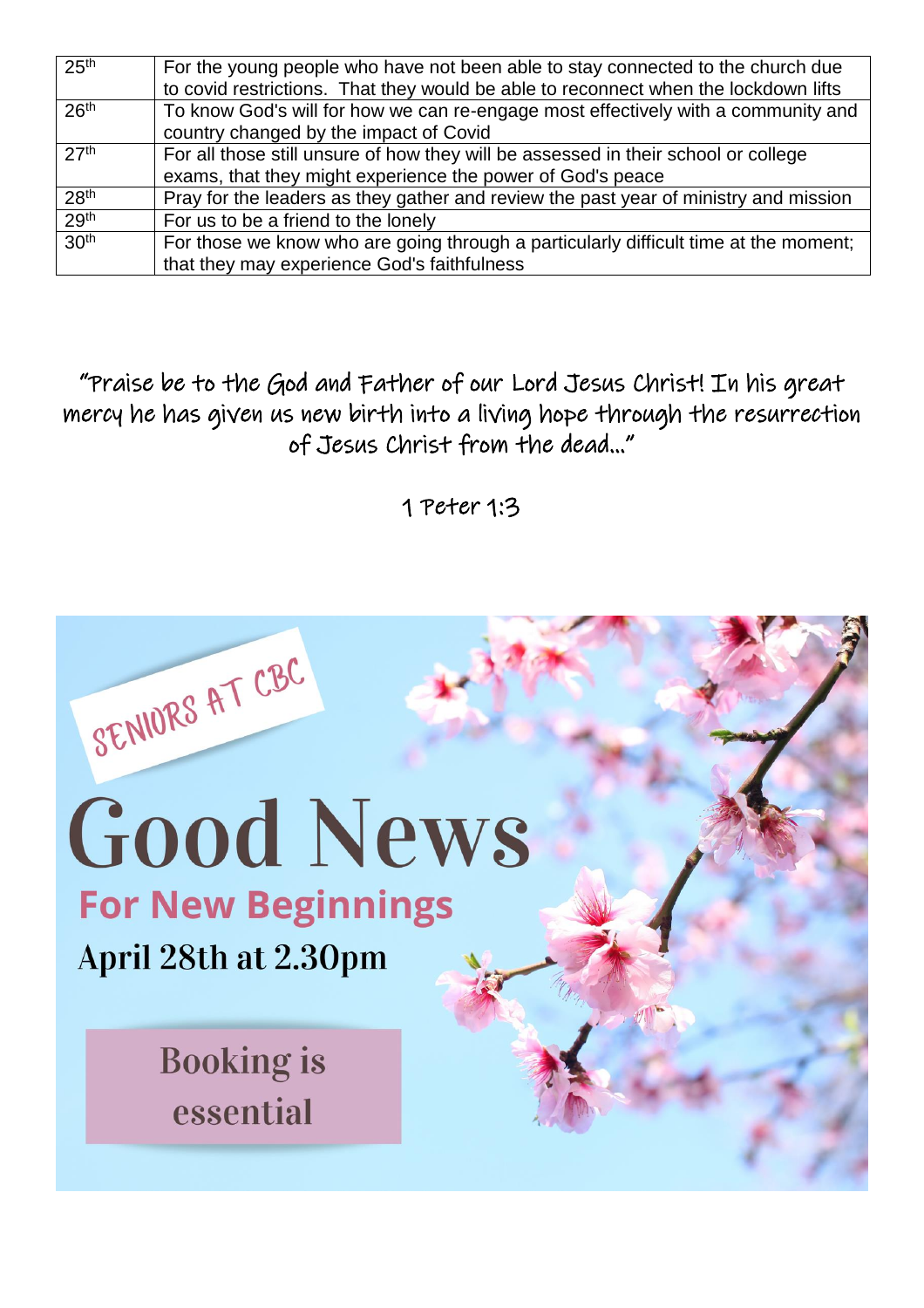| | |
|---|---|
| 25th | For the young people who have not been able to stay connected to the church due to covid restrictions. That they would be able to reconnect when the lockdown lifts |
| 26th | To know God's will for how we can re-engage most effectively with a community and country changed by the impact of Covid |
| 27th | For all those still unsure of how they will be assessed in their school or college exams, that they might experience the power of God's peace |
| 28th | Pray for the leaders as they gather and review the past year of ministry and mission |
| 29th | For us to be a friend to the lonely |
| 30th | For those we know who are going through a particularly difficult time at the moment; that they may experience God's faithfulness |

"Praise be to the God and Father of our Lord Jesus Christ! In his great mercy he has given us new birth into a living hope through the resurrection of Jesus Christ from the dead…"

1 Peter 1:3

SENIORS AT CBC

# Good News

## For New Beginnings

April 28th at 2.30pm

Booking is essential